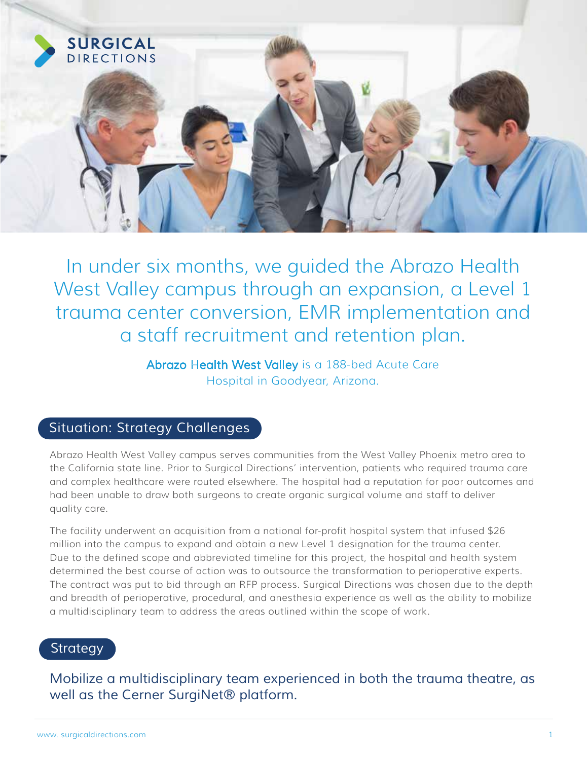SURGICAL DIRECTIONS

# In under six months, we guided the Abrazo Health West Valley campus through an expansion, a Level 1 trauma center conversion, EMR implementation and a staff recruitment and retention plan.

**Abrazo Health West Valley** is a 188-bed Acute Care Hospital in Goodyear, Arizona.

## Situation: Strategy Challenges

Abrazo Health West Valley campus serves communities from the West Valley Phoenix metro area to the California state line. Prior to Surgical Directions' intervention, patients who required trauma care and complex healthcare were routed elsewhere. The hospital had a reputation for poor outcomes and had been unable to draw both surgeons to create organic surgical volume and staff to deliver quality care.

The facility underwent an acquisition from a national for-profit hospital system that infused $26 million into the campus to expand and obtain a new Level 1 designation for the trauma center. Due to the defined scope and abbreviated timeline for this project, the hospital and health system determined the best course of action was to outsource the transformation to perioperative experts. The contract was put to bid through an RFP process. Surgical Directions was chosen due to the depth and breadth of perioperative, procedural, and anesthesia experience as well as the ability to mobilize a multidisciplinary team to address the areas outlined within the scope of work.

## Strategy

Mobilize a multidisciplinary team experienced in both the trauma theatre, as well as the Cerner SurgiNet® platform.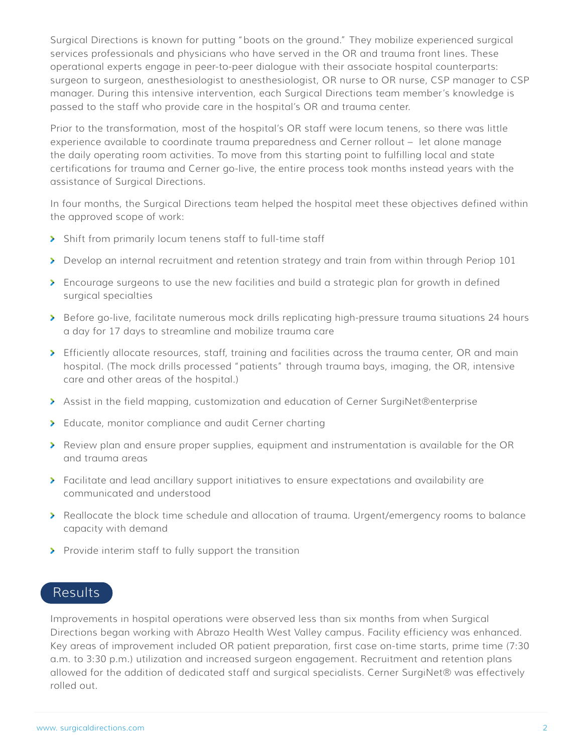Surgical Directions is known for putting "boots on the ground." They mobilize experienced surgical services professionals and physicians who have served in the OR and trauma front lines. These operational experts engage in peer-to-peer dialogue with their associate hospital counterparts: surgeon to surgeon, anesthesiologist to anesthesiologist, OR nurse to OR nurse, CSP manager to CSP manager. During this intensive intervention, each Surgical Directions team member's knowledge is passed to the staff who provide care in the hospital's OR and trauma center.

Prior to the transformation, most of the hospital's OR staff were locum tenens, so there was little experience available to coordinate trauma preparedness and Cerner rollout – let alone manage the daily operating room activities. To move from this starting point to fulfilling local and state certifications for trauma and Cerner go-live, the entire process took months instead years with the assistance of Surgical Directions.

In four months, the Surgical Directions team helped the hospital meet these objectives defined within the approved scope of work:

- Shift from primarily locum tenens staff to full-time staff
- Develop an internal recruitment and retention strategy and train from within through Periop 101
- Encourage surgeons to use the new facilities and build a strategic plan for growth in defined surgical specialties
- Before go-live, facilitate numerous mock drills replicating high-pressure trauma situations 24 hours a day for 17 days to streamline and mobilize trauma care
- Efficiently allocate resources, staff, training and facilities across the trauma center, OR and main hospital. (The mock drills processed "patients" through trauma bays, imaging, the OR, intensive care and other areas of the hospital.)
- Assist in the field mapping, customization and education of Cerner SurgiNet®enterprise
- Educate, monitor compliance and audit Cerner charting
- Review plan and ensure proper supplies, equipment and instrumentation is available for the OR and trauma areas
- Facilitate and lead ancillary support initiatives to ensure expectations and availability are communicated and understood
- Reallocate the block time schedule and allocation of trauma. Urgent/emergency rooms to balance capacity with demand
- Provide interim staff to fully support the transition

## Results

Improvements in hospital operations were observed less than six months from when Surgical Directions began working with Abrazo Health West Valley campus. Facility efficiency was enhanced. Key areas of improvement included OR patient preparation, first case on-time starts, prime time (7:30 a.m. to 3:30 p.m.) utilization and increased surgeon engagement. Recruitment and retention plans allowed for the addition of dedicated staff and surgical specialists. Cerner SurgiNet® was effectively rolled out.